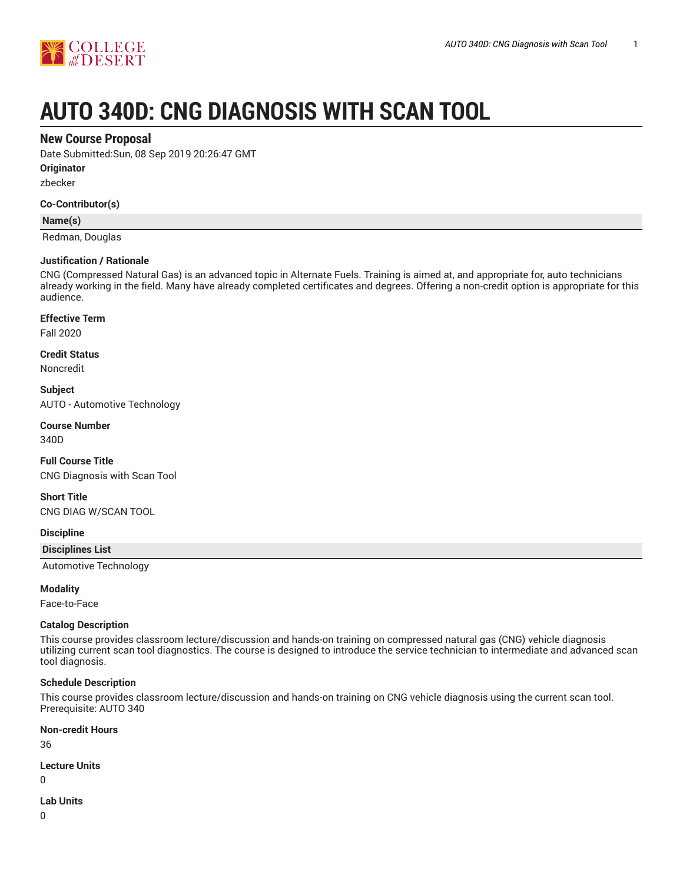# AUTO 340D: CNG DIAGNOSIS WITH SCAN TOOL

## New Course Proposal

Date Submitted:Sun, 08 Sep 2019 20:26:47 GMT

**Originator**

zbecker

**Co-Contributor(s)**

| Name(s) |
| --- |
| Redman, Douglas |

**Justification / Rationale**

CNG (Compressed Natural Gas) is an advanced topic in Alternate Fuels. Training is aimed at, and appropriate for, auto technicians already working in the field. Many have already completed certificates and degrees. Offering a non-credit option is appropriate for this audience.

**Effective Term**

Fall 2020

**Credit Status**

Noncredit

**Subject**

AUTO - Automotive Technology

**Course Number**

340D

**Full Course Title**

CNG Diagnosis with Scan Tool

**Short Title**

CNG DIAG W/SCAN TOOL

**Discipline**

| Disciplines List |
| --- |
| Automotive Technology |

**Modality**

Face-to-Face

**Catalog Description**

This course provides classroom lecture/discussion and hands-on training on compressed natural gas (CNG) vehicle diagnosis utilizing current scan tool diagnostics. The course is designed to introduce the service technician to intermediate and advanced scan tool diagnosis.

**Schedule Description**

This course provides classroom lecture/discussion and hands-on training on CNG vehicle diagnosis using the current scan tool. Prerequisite: AUTO 340

**Non-credit Hours**

36

**Lecture Units**

0

**Lab Units**

0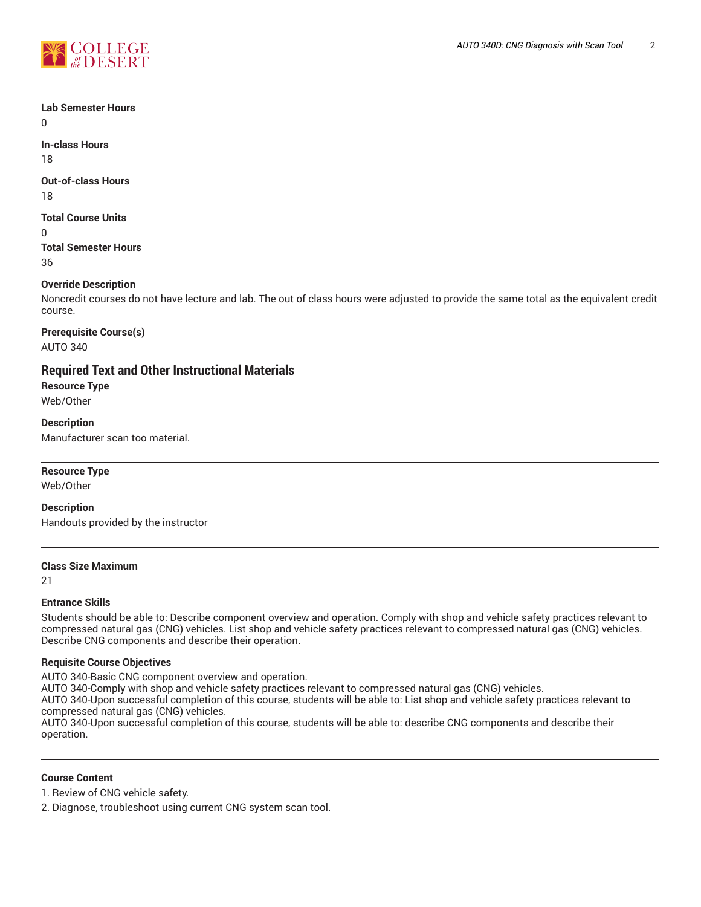**Lab Semester Hours**

0

**In-class Hours**

18

**Out-of-class Hours**

18

**Total Course Units**

0

**Total Semester Hours**

36

**Override Description**

Noncredit courses do not have lecture and lab. The out of class hours were adjusted to provide the same total as the equivalent credit course.

**Prerequisite Course(s)**

AUTO 340

## Required Text and Other Instructional Materials

**Resource Type**

Web/Other

**Description**

Manufacturer scan too material.

---

**Resource Type**

Web/Other

**Description**

Handouts provided by the instructor

---

**Class Size Maximum**

21

**Entrance Skills**

Students should be able to: Describe component overview and operation. Comply with shop and vehicle safety practices relevant to compressed natural gas (CNG) vehicles. List shop and vehicle safety practices relevant to compressed natural gas (CNG) vehicles. Describe CNG components and describe their operation.

**Requisite Course Objectives**

AUTO 340-Basic CNG component overview and operation.
AUTO 340-Comply with shop and vehicle safety practices relevant to compressed natural gas (CNG) vehicles.
AUTO 340-Upon successful completion of this course, students will be able to: List shop and vehicle safety practices relevant to compressed natural gas (CNG) vehicles.
AUTO 340-Upon successful completion of this course, students will be able to: describe CNG components and describe their operation.

---

**Course Content**

1. Review of CNG vehicle safety.
2. Diagnose, troubleshoot using current CNG system scan tool.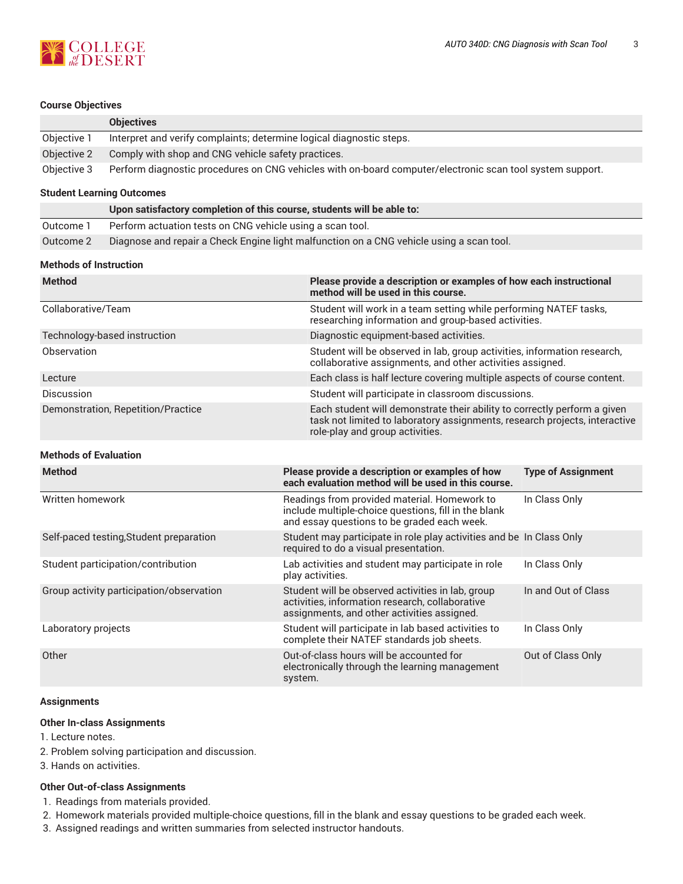#### Course Objectives

| | Objectives |
|---|---|
| Objective 1 | Interpret and verify complaints; determine logical diagnostic steps. |
| Objective 2 | Comply with shop and CNG vehicle safety practices. |
| Objective 3 | Perform diagnostic procedures on CNG vehicles with on-board computer/electronic scan tool system support. |

#### Student Learning Outcomes

| | Upon satisfactory completion of this course, students will be able to: |
|---|---|
| Outcome 1 | Perform actuation tests on CNG vehicle using a scan tool. |
| Outcome 2 | Diagnose and repair a Check Engine light malfunction on a CNG vehicle using a scan tool. |

#### Methods of Instruction

| Method | Please provide a description or examples of how each instructional method will be used in this course. |
|---|---|
| Collaborative/Team | Student will work in a team setting while performing NATEF tasks, researching information and group-based activities. |
| Technology-based instruction | Diagnostic equipment-based activities. |
| Observation | Student will be observed in lab, group activities, information research, collaborative assignments, and other activities assigned. |
| Lecture | Each class is half lecture covering multiple aspects of course content. |
| Discussion | Student will participate in classroom discussions. |
| Demonstration, Repetition/Practice | Each student will demonstrate their ability to correctly perform a given task not limited to laboratory assignments, research projects, interactive role-play and group activities. |

#### Methods of Evaluation

| Method | Please provide a description or examples of how each evaluation method will be used in this course. | Type of Assignment |
|---|---|---|
| Written homework | Readings from provided material. Homework to include multiple-choice questions, fill in the blank and essay questions to be graded each week. | In Class Only |
| Self-paced testing,Student preparation | Student may participate in role play activities and be required to do a visual presentation. | In Class Only |
| Student participation/contribution | Lab activities and student may participate in role play activities. | In Class Only |
| Group activity participation/observation | Student will be observed activities in lab, group activities, information research, collaborative assignments, and other activities assigned. | In and Out of Class |
| Laboratory projects | Student will participate in lab based activities to complete their NATEF standards job sheets. | In Class Only |
| Other | Out-of-class hours will be accounted for electronically through the learning management system. | Out of Class Only |

#### Assignments

**Other In-class Assignments**

1. Lecture notes.
2. Problem solving participation and discussion.
3. Hands on activities.

**Other Out-of-class Assignments**

1. Readings from materials provided.
2. Homework materials provided multiple-choice questions, fill in the blank and essay questions to be graded each week.
3. Assigned readings and written summaries from selected instructor handouts.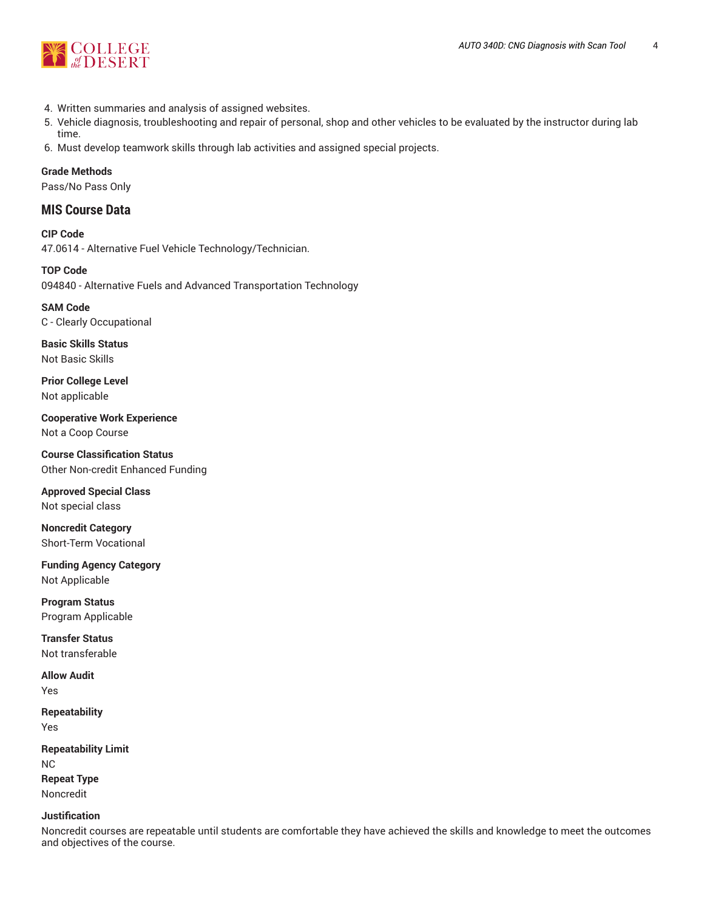4. Written summaries and analysis of assigned websites.
5. Vehicle diagnosis, troubleshooting and repair of personal, shop and other vehicles to be evaluated by the instructor during lab time.
6. Must develop teamwork skills through lab activities and assigned special projects.

**Grade Methods**

Pass/No Pass Only

## MIS Course Data

**CIP Code**

47.0614 - Alternative Fuel Vehicle Technology/Technician.

**TOP Code**

094840 - Alternative Fuels and Advanced Transportation Technology

**SAM Code**

C - Clearly Occupational

**Basic Skills Status**

Not Basic Skills

**Prior College Level**

Not applicable

**Cooperative Work Experience**

Not a Coop Course

**Course Classification Status**

Other Non-credit Enhanced Funding

**Approved Special Class**

Not special class

**Noncredit Category**

Short-Term Vocational

**Funding Agency Category**

Not Applicable

**Program Status**

Program Applicable

**Transfer Status**

Not transferable

**Allow Audit**

Yes

**Repeatability**

Yes

**Repeatability Limit**

NC

**Repeat Type**

Noncredit

**Justification**

Noncredit courses are repeatable until students are comfortable they have achieved the skills and knowledge to meet the outcomes and objectives of the course.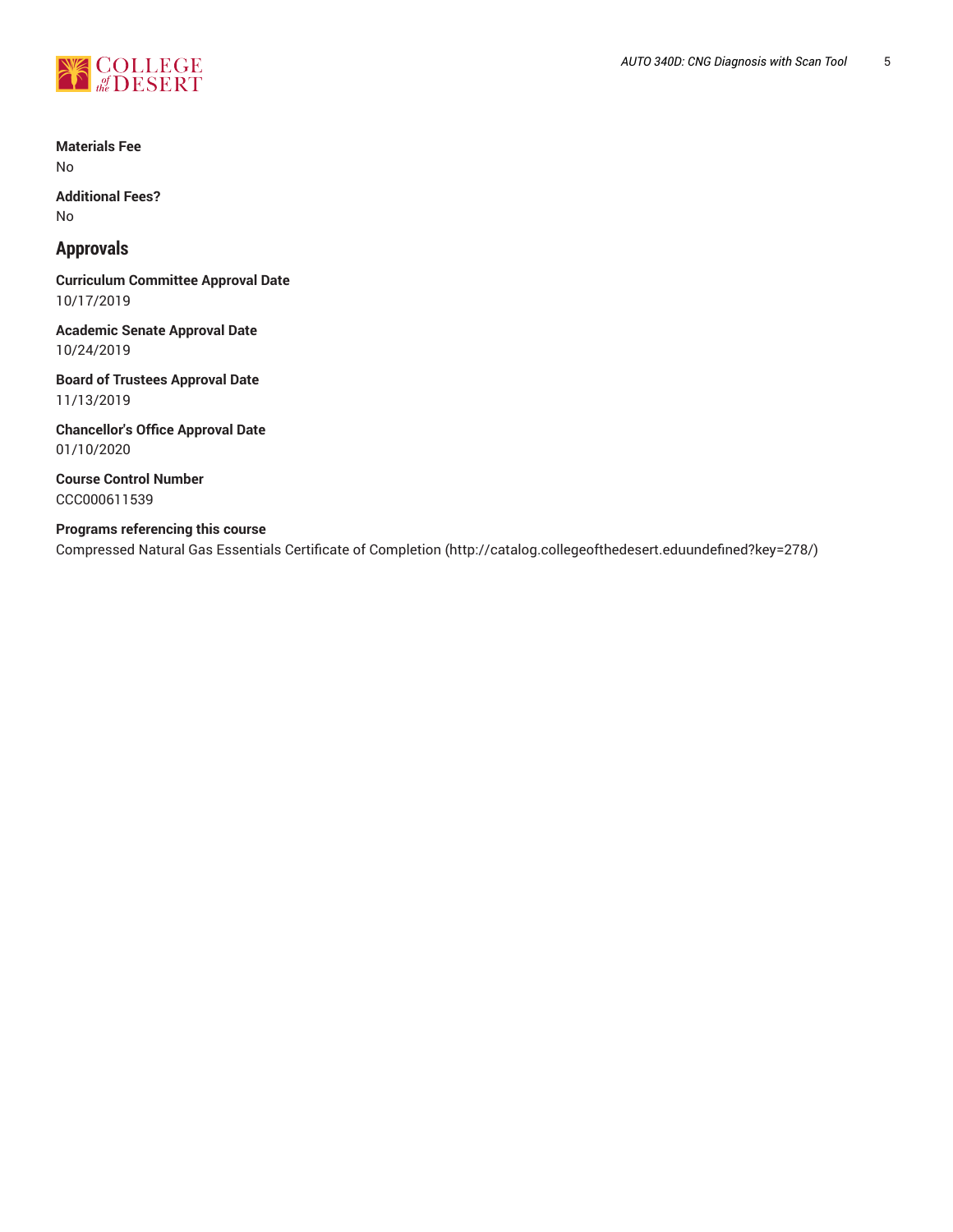**Materials Fee**
No

**Additional Fees?**
No

## Approvals

**Curriculum Committee Approval Date**
10/17/2019

**Academic Senate Approval Date**
10/24/2019

**Board of Trustees Approval Date**
11/13/2019

**Chancellor's Office Approval Date**
01/10/2020

**Course Control Number**
CCC000611539

**Programs referencing this course**
Compressed Natural Gas Essentials Certificate of Completion (http://catalog.collegeofthedesert.eduundefined?key=278/)